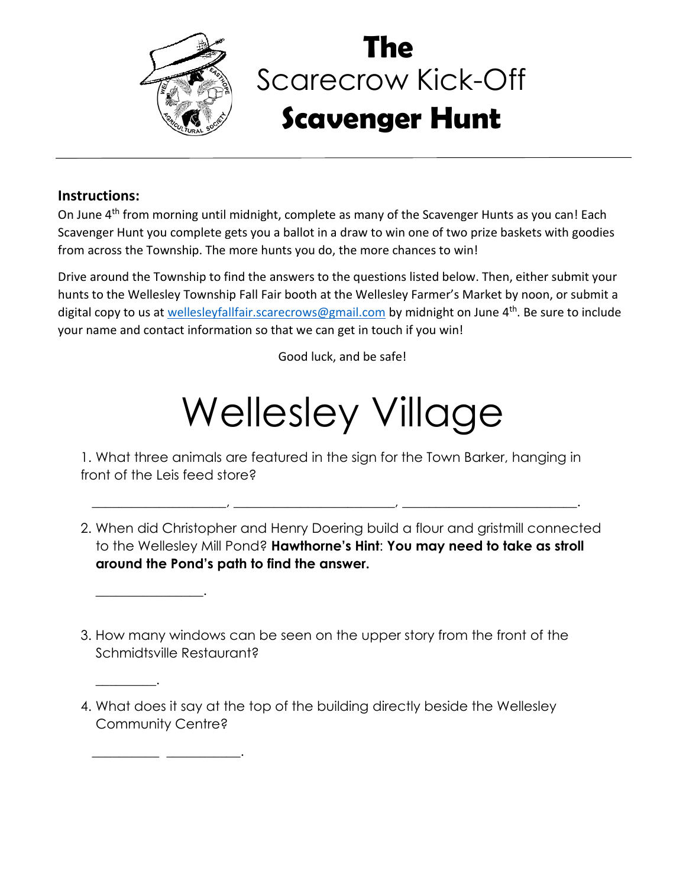# The Scarecrow Kick-Off Scavenger Hunt

---

**Instructions:**

On June 4th from morning until midnight, complete as many of the Scavenger Hunts as you can! Each Scavenger Hunt you complete gets you a ballot in a draw to win one of two prize baskets with goodies from across the Township. The more hunts you do, the more chances to win!

Drive around the Township to find the answers to the questions listed below. Then, either submit your hunts to the Wellesley Township Fall Fair booth at the Wellesley Farmer's Market by noon, or submit a digital copy to us at wellesleyfallfair.scarecrows@gmail.com by midnight on June 4th. Be sure to include your name and contact information so that we can get in touch if you win!

Good luck, and be safe!

# Wellesley Village

1. What three animals are featured in the sign for the Town Barker, hanging in front of the Leis feed store?

   ____________________, ________________________, __________________________.

2. When did Christopher and Henry Doering build a flour and gristmill connected to the Wellesley Mill Pond? **Hawthorne's Hint**: **You may need to take as stroll around the Pond's path to find the answer.**

   ________________.

3. How many windows can be seen on the upper story from the front of the Schmidtsville Restaurant?

   _________.

4. What does it say at the top of the building directly beside the Wellesley Community Centre?

   __________ ___________.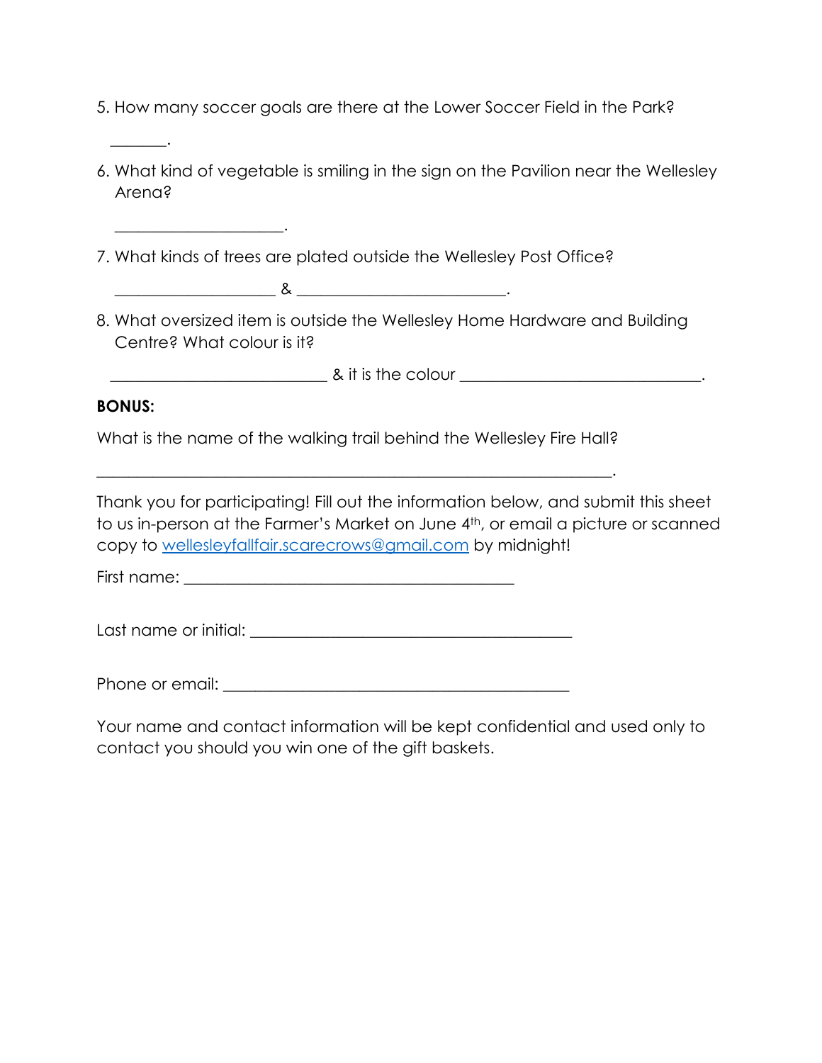5. How many soccer goals are there at the Lower Soccer Field in the Park?

   _______.

6. What kind of vegetable is smiling in the sign on the Pavilion near the Wellesley Arena?

   _____________________.

7. What kinds of trees are plated outside the Wellesley Post Office?

   ____________________ & __________________________.

8. What oversized item is outside the Wellesley Home Hardware and Building Centre? What colour is it?

   ___________________________ & it is the colour ______________________________.

**BONUS:**

What is the name of the walking trail behind the Wellesley Fire Hall?

_________________________________________________________________.

Thank you for participating! Fill out the information below, and submit this sheet to us in-person at the Farmer's Market on June 4th, or email a picture or scanned copy to wellesleyfallfair.scarecrows@gmail.com by midnight!

First name: _________________________________________

Last name or initial: ________________________________________

Phone or email: ____________________________________________

Your name and contact information will be kept confidential and used only to contact you should you win one of the gift baskets.